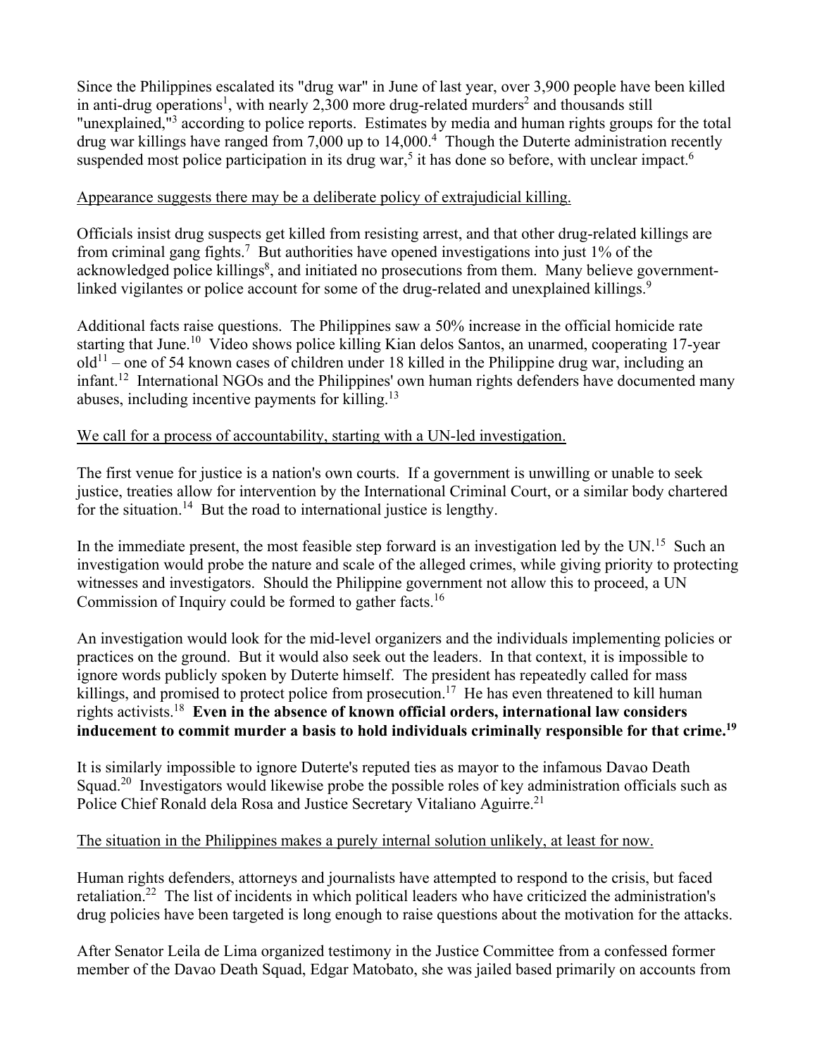Since the Philippines escalated its "drug war" in June of last year, over 3,900 people have been killed in anti-drug operations[1], with nearly 2,300 more drug-related murders[2] and thousands still "unexplained,"[3] according to police reports. Estimates by media and human rights groups for the total drug war killings have ranged from 7,000 up to 14,000.[4] Though the Duterte administration recently suspended most police participation in its drug war,[5] it has done so before, with unclear impact.[6]

<u>Appearance suggests there may be a deliberate policy of extrajudicial killing.</u>

Officials insist drug suspects get killed from resisting arrest, and that other drug-related killings are from criminal gang fights.[7] But authorities have opened investigations into just 1% of the acknowledged police killings[8], and initiated no prosecutions from them. Many believe government-linked vigilantes or police account for some of the drug-related and unexplained killings.[9]

Additional facts raise questions. The Philippines saw a 50% increase in the official homicide rate starting that June.[10] Video shows police killing Kian delos Santos, an unarmed, cooperating 17-year old[11] – one of 54 known cases of children under 18 killed in the Philippine drug war, including an infant.[12] International NGOs and the Philippines' own human rights defenders have documented many abuses, including incentive payments for killing.[13]

<u>We call for a process of accountability, starting with a UN-led investigation.</u>

The first venue for justice is a nation's own courts. If a government is unwilling or unable to seek justice, treaties allow for intervention by the International Criminal Court, or a similar body chartered for the situation.[14] But the road to international justice is lengthy.

In the immediate present, the most feasible step forward is an investigation led by the UN.[15] Such an investigation would probe the nature and scale of the alleged crimes, while giving priority to protecting witnesses and investigators. Should the Philippine government not allow this to proceed, a UN Commission of Inquiry could be formed to gather facts.[16]

An investigation would look for the mid-level organizers and the individuals implementing policies or practices on the ground. But it would also seek out the leaders. In that context, it is impossible to ignore words publicly spoken by Duterte himself. The president has repeatedly called for mass killings, and promised to protect police from prosecution.[17] He has even threatened to kill human rights activists.[18] **Even in the absence of known official orders, international law considers inducement to commit murder a basis to hold individuals criminally responsible for that crime.[19]**

It is similarly impossible to ignore Duterte's reputed ties as mayor to the infamous Davao Death Squad.[20] Investigators would likewise probe the possible roles of key administration officials such as Police Chief Ronald dela Rosa and Justice Secretary Vitaliano Aguirre.[21]

<u>The situation in the Philippines makes a purely internal solution unlikely, at least for now.</u>

Human rights defenders, attorneys and journalists have attempted to respond to the crisis, but faced retaliation.[22] The list of incidents in which political leaders who have criticized the administration's drug policies have been targeted is long enough to raise questions about the motivation for the attacks.

After Senator Leila de Lima organized testimony in the Justice Committee from a confessed former member of the Davao Death Squad, Edgar Matobato, she was jailed based primarily on accounts from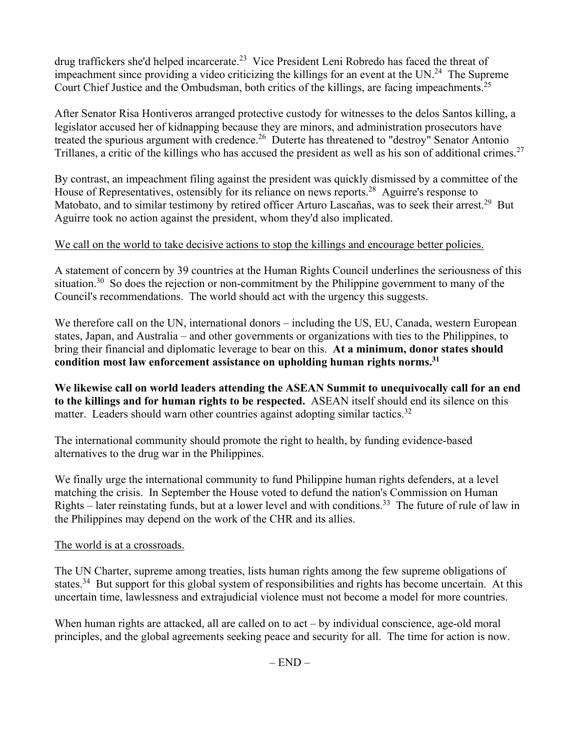drug traffickers she'd helped incarcerate.[23] Vice President Leni Robredo has faced the threat of impeachment since providing a video criticizing the killings for an event at the UN.[24] The Supreme Court Chief Justice and the Ombudsman, both critics of the killings, are facing impeachments.[25]

After Senator Risa Hontiveros arranged protective custody for witnesses to the delos Santos killing, a legislator accused her of kidnapping because they are minors, and administration prosecutors have treated the spurious argument with credence.[26] Duterte has threatened to "destroy" Senator Antonio Trillanes, a critic of the killings who has accused the president as well as his son of additional crimes.[27]

By contrast, an impeachment filing against the president was quickly dismissed by a committee of the House of Representatives, ostensibly for its reliance on news reports.[28] Aguirre's response to Matobato, and to similar testimony by retired officer Arturo Lascañas, was to seek their arrest.[29] But Aguirre took no action against the president, whom they'd also implicated.

<u>We call on the world to take decisive actions to stop the killings and encourage better policies.</u>

A statement of concern by 39 countries at the Human Rights Council underlines the seriousness of this situation.[30] So does the rejection or non-commitment by the Philippine government to many of the Council's recommendations. The world should act with the urgency this suggests.

We therefore call on the UN, international donors – including the US, EU, Canada, western European states, Japan, and Australia – and other governments or organizations with ties to the Philippines, to bring their financial and diplomatic leverage to bear on this. **At a minimum, donor states should condition most law enforcement assistance on upholding human rights norms.[31]**

**We likewise call on world leaders attending the ASEAN Summit to unequivocally call for an end to the killings and for human rights to be respected.** ASEAN itself should end its silence on this matter. Leaders should warn other countries against adopting similar tactics.[32]

The international community should promote the right to health, by funding evidence-based alternatives to the drug war in the Philippines.

We finally urge the international community to fund Philippine human rights defenders, at a level matching the crisis. In September the House voted to defund the nation's Commission on Human Rights – later reinstating funds, but at a lower level and with conditions.[33] The future of rule of law in the Philippines may depend on the work of the CHR and its allies.

<u>The world is at a crossroads.</u>

The UN Charter, supreme among treaties, lists human rights among the few supreme obligations of states.[34] But support for this global system of responsibilities and rights has become uncertain. At this uncertain time, lawlessness and extrajudicial violence must not become a model for more countries.

When human rights are attacked, all are called on to act – by individual conscience, age-old moral principles, and the global agreements seeking peace and security for all. The time for action is now.

– END –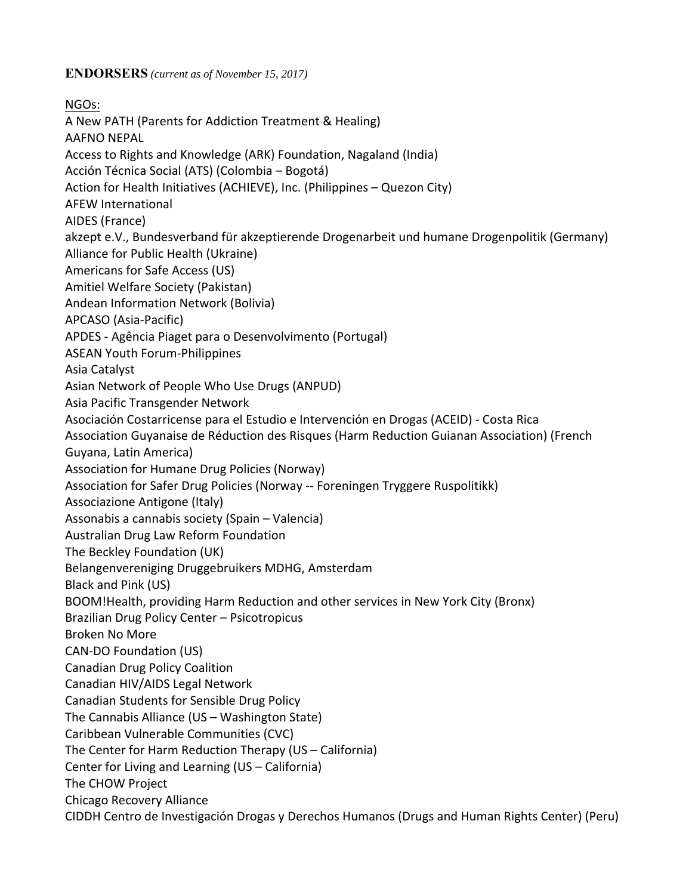**ENDORSERS** *(current as of November 15, 2017)*

NGOs:

A New PATH (Parents for Addiction Treatment & Healing)
AAFNO NEPAL
Access to Rights and Knowledge (ARK) Foundation, Nagaland (India)
Acción Técnica Social (ATS) (Colombia – Bogotá)
Action for Health Initiatives (ACHIEVE), Inc. (Philippines – Quezon City)
AFEW International
AIDES (France)
akzept e.V., Bundesverband für akzeptierende Drogenarbeit und humane Drogenpolitik (Germany)
Alliance for Public Health (Ukraine)
Americans for Safe Access (US)
Amitiel Welfare Society (Pakistan)
Andean Information Network (Bolivia)
APCASO (Asia-Pacific)
APDES - Agência Piaget para o Desenvolvimento (Portugal)
ASEAN Youth Forum-Philippines
Asia Catalyst
Asian Network of People Who Use Drugs (ANPUD)
Asia Pacific Transgender Network
Asociación Costarricense para el Estudio e Intervención en Drogas (ACEID) - Costa Rica
Association Guyanaise de Réduction des Risques (Harm Reduction Guianan Association) (French Guyana, Latin America)
Association for Humane Drug Policies (Norway)
Association for Safer Drug Policies (Norway -- Foreningen Tryggere Ruspolitikk)
Associazione Antigone (Italy)
Assonabis a cannabis society (Spain – Valencia)
Australian Drug Law Reform Foundation
The Beckley Foundation (UK)
Belangenvereniging Druggebruikers MDHG, Amsterdam
Black and Pink (US)
BOOM!Health, providing Harm Reduction and other services in New York City (Bronx)
Brazilian Drug Policy Center – Psicotropicus
Broken No More
CAN-DO Foundation (US)
Canadian Drug Policy Coalition
Canadian HIV/AIDS Legal Network
Canadian Students for Sensible Drug Policy
The Cannabis Alliance (US – Washington State)
Caribbean Vulnerable Communities (CVC)
The Center for Harm Reduction Therapy (US – California)
Center for Living and Learning (US – California)
The CHOW Project
Chicago Recovery Alliance
CIDDH Centro de Investigación Drogas y Derechos Humanos (Drugs and Human Rights Center) (Peru)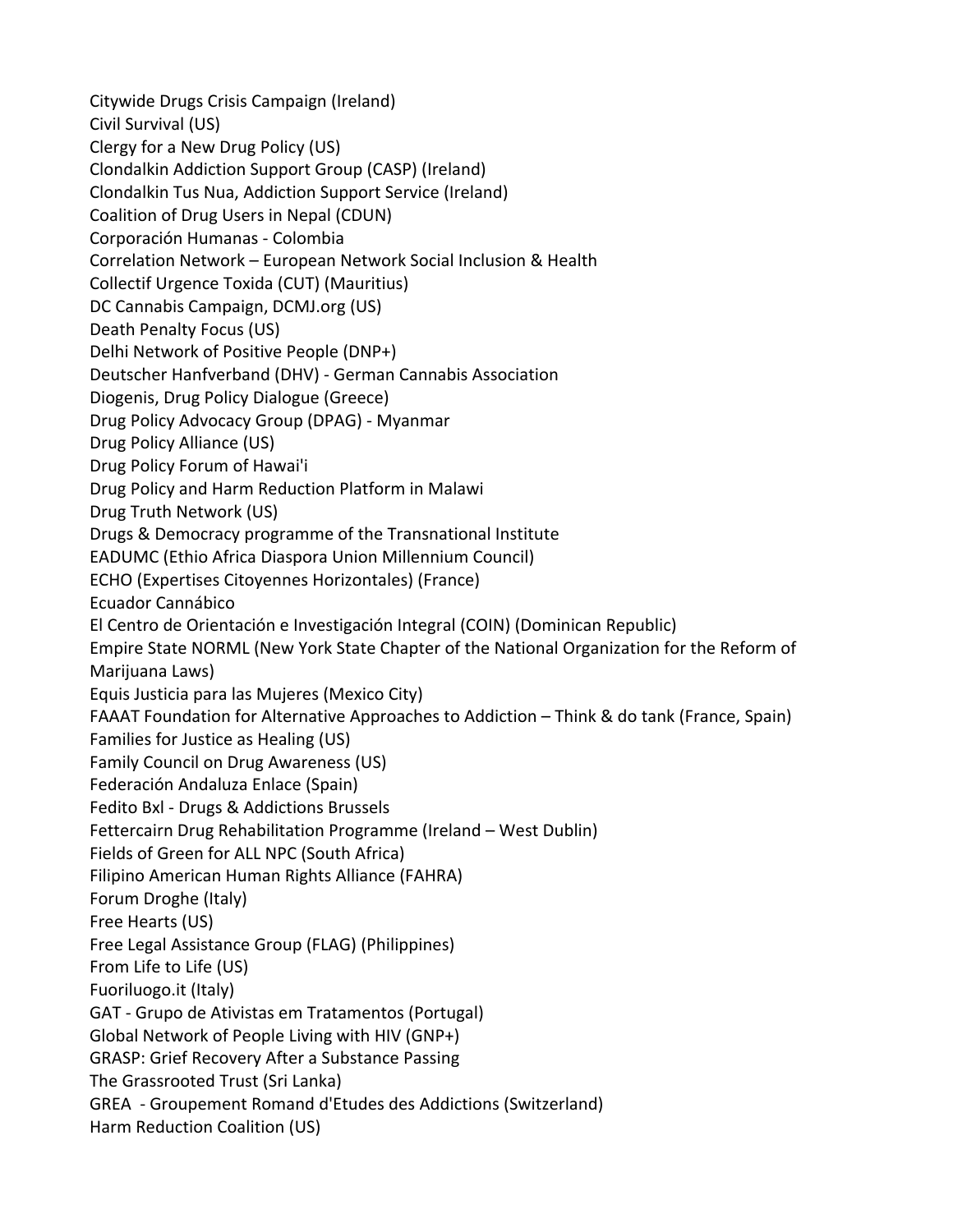Citywide Drugs Crisis Campaign (Ireland)
Civil Survival (US)
Clergy for a New Drug Policy (US)
Clondalkin Addiction Support Group (CASP) (Ireland)
Clondalkin Tus Nua, Addiction Support Service (Ireland)
Coalition of Drug Users in Nepal (CDUN)
Corporación Humanas - Colombia
Correlation Network – European Network Social Inclusion & Health
Collectif Urgence Toxida (CUT) (Mauritius)
DC Cannabis Campaign, DCMJ.org (US)
Death Penalty Focus (US)
Delhi Network of Positive People (DNP+)
Deutscher Hanfverband (DHV) - German Cannabis Association
Diogenis, Drug Policy Dialogue (Greece)
Drug Policy Advocacy Group (DPAG) - Myanmar
Drug Policy Alliance (US)
Drug Policy Forum of Hawai'i
Drug Policy and Harm Reduction Platform in Malawi
Drug Truth Network (US)
Drugs & Democracy programme of the Transnational Institute
EADUMC (Ethio Africa Diaspora Union Millennium Council)
ECHO (Expertises Citoyennes Horizontales) (France)
Ecuador Cannábico
El Centro de Orientación e Investigación Integral (COIN) (Dominican Republic)
Empire State NORML (New York State Chapter of the National Organization for the Reform of Marijuana Laws)
Equis Justicia para las Mujeres (Mexico City)
FAAAT Foundation for Alternative Approaches to Addiction – Think & do tank (France, Spain)
Families for Justice as Healing (US)
Family Council on Drug Awareness (US)
Federación Andaluza Enlace (Spain)
Fedito Bxl - Drugs & Addictions Brussels
Fettercairn Drug Rehabilitation Programme (Ireland – West Dublin)
Fields of Green for ALL NPC (South Africa)
Filipino American Human Rights Alliance (FAHRA)
Forum Droghe (Italy)
Free Hearts (US)
Free Legal Assistance Group (FLAG) (Philippines)
From Life to Life (US)
Fuoriluogo.it (Italy)
GAT - Grupo de Ativistas em Tratamentos (Portugal)
Global Network of People Living with HIV (GNP+)
GRASP: Grief Recovery After a Substance Passing
The Grassrooted Trust (Sri Lanka)
GREA - Groupement Romand d'Etudes des Addictions (Switzerland)
Harm Reduction Coalition (US)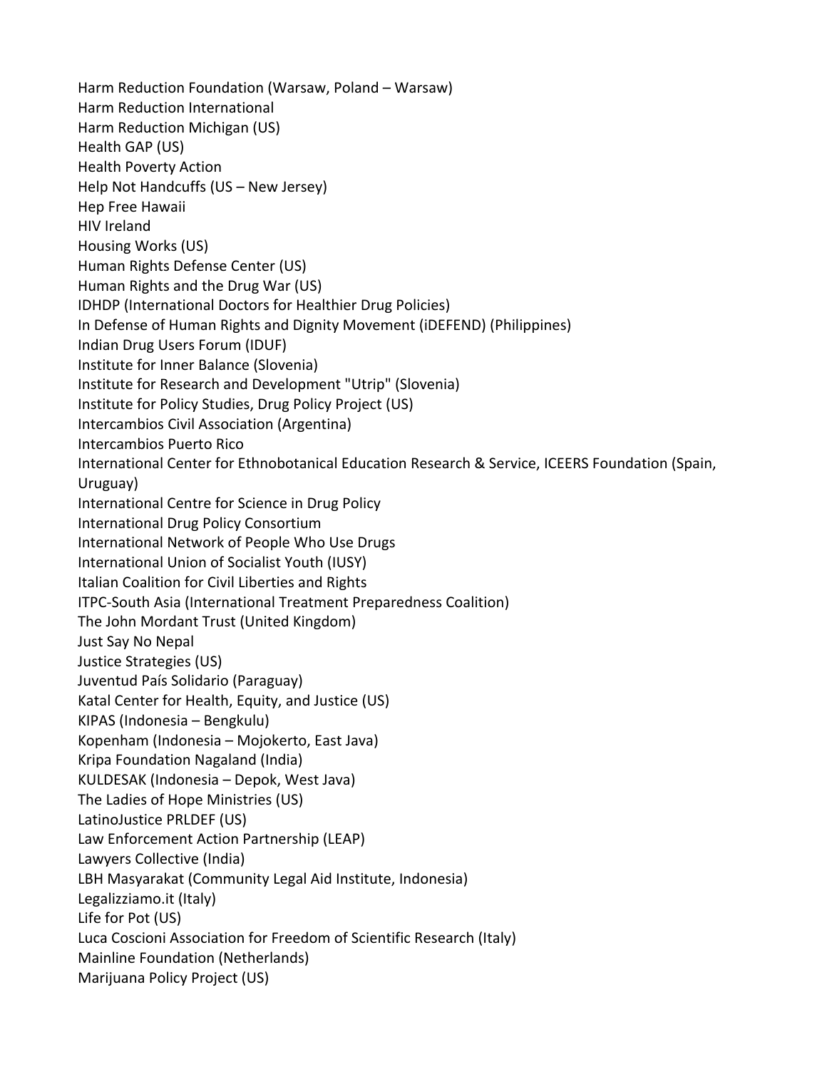Harm Reduction Foundation (Warsaw, Poland – Warsaw)
Harm Reduction International
Harm Reduction Michigan (US)
Health GAP (US)
Health Poverty Action
Help Not Handcuffs (US – New Jersey)
Hep Free Hawaii
HIV Ireland
Housing Works (US)
Human Rights Defense Center (US)
Human Rights and the Drug War (US)
IDHDP (International Doctors for Healthier Drug Policies)
In Defense of Human Rights and Dignity Movement (iDEFEND) (Philippines)
Indian Drug Users Forum (IDUF)
Institute for Inner Balance (Slovenia)
Institute for Research and Development "Utrip" (Slovenia)
Institute for Policy Studies, Drug Policy Project (US)
Intercambios Civil Association (Argentina)
Intercambios Puerto Rico
International Center for Ethnobotanical Education Research & Service, ICEERS Foundation (Spain, Uruguay)
International Centre for Science in Drug Policy
International Drug Policy Consortium
International Network of People Who Use Drugs
International Union of Socialist Youth (IUSY)
Italian Coalition for Civil Liberties and Rights
ITPC-South Asia (International Treatment Preparedness Coalition)
The John Mordant Trust (United Kingdom)
Just Say No Nepal
Justice Strategies (US)
Juventud País Solidario (Paraguay)
Katal Center for Health, Equity, and Justice (US)
KIPAS (Indonesia – Bengkulu)
Kopenham (Indonesia – Mojokerto, East Java)
Kripa Foundation Nagaland (India)
KULDESAK (Indonesia – Depok, West Java)
The Ladies of Hope Ministries (US)
LatinoJustice PRLDEF (US)
Law Enforcement Action Partnership (LEAP)
Lawyers Collective (India)
LBH Masyarakat (Community Legal Aid Institute, Indonesia)
Legalizziamo.it (Italy)
Life for Pot (US)
Luca Coscioni Association for Freedom of Scientific Research (Italy)
Mainline Foundation (Netherlands)
Marijuana Policy Project (US)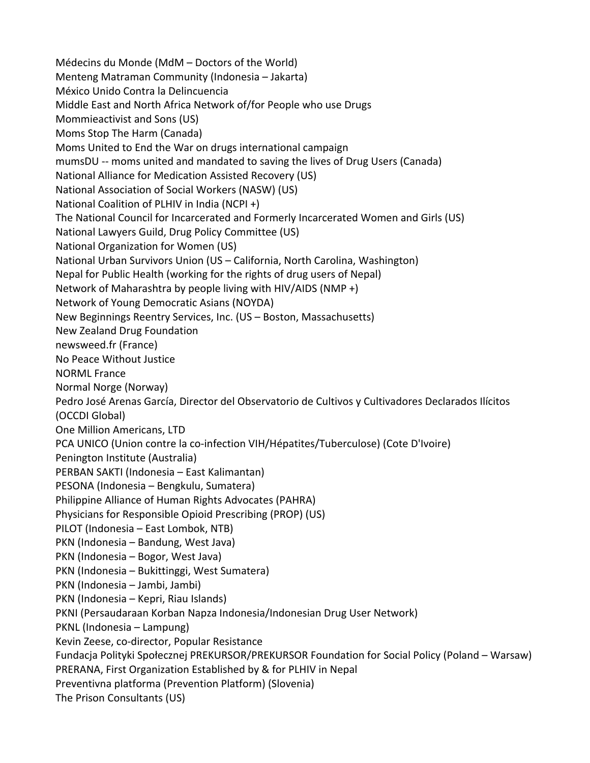Médecins du Monde (MdM – Doctors of the World)
Menteng Matraman Community (Indonesia – Jakarta)
México Unido Contra la Delincuencia
Middle East and North Africa Network of/for People who use Drugs
Mommieactivist and Sons (US)
Moms Stop The Harm (Canada)
Moms United to End the War on drugs international campaign
mumsDU -- moms united and mandated to saving the lives of Drug Users (Canada)
National Alliance for Medication Assisted Recovery (US)
National Association of Social Workers (NASW) (US)
National Coalition of PLHIV in India (NCPI +)
The National Council for Incarcerated and Formerly Incarcerated Women and Girls (US)
National Lawyers Guild, Drug Policy Committee (US)
National Organization for Women (US)
National Urban Survivors Union (US – California, North Carolina, Washington)
Nepal for Public Health (working for the rights of drug users of Nepal)
Network of Maharashtra by people living with HIV/AIDS (NMP +)
Network of Young Democratic Asians (NOYDA)
New Beginnings Reentry Services, Inc. (US – Boston, Massachusetts)
New Zealand Drug Foundation
newsweed.fr (France)
No Peace Without Justice
NORML France
Normal Norge (Norway)
Pedro José Arenas García, Director del Observatorio de Cultivos y Cultivadores Declarados Ilícitos (OCCDI Global)
One Million Americans, LTD
PCA UNICO (Union contre la co-infection VIH/Hépatites/Tuberculose) (Cote D'Ivoire)
Penington Institute (Australia)
PERBAN SAKTI (Indonesia – East Kalimantan)
PESONA (Indonesia – Bengkulu, Sumatera)
Philippine Alliance of Human Rights Advocates (PAHRA)
Physicians for Responsible Opioid Prescribing (PROP) (US)
PILOT (Indonesia – East Lombok, NTB)
PKN (Indonesia – Bandung, West Java)
PKN (Indonesia – Bogor, West Java)
PKN (Indonesia – Bukittinggi, West Sumatera)
PKN (Indonesia – Jambi, Jambi)
PKN (Indonesia – Kepri, Riau Islands)
PKNI (Persaudaraan Korban Napza Indonesia/Indonesian Drug User Network)
PKNL (Indonesia – Lampung)
Kevin Zeese, co-director, Popular Resistance
Fundacja Polityki Społecznej PREKURSOR/PREKURSOR Foundation for Social Policy (Poland – Warsaw)
PRERANA, First Organization Established by & for PLHIV in Nepal
Preventivna platforma (Prevention Platform) (Slovenia)
The Prison Consultants (US)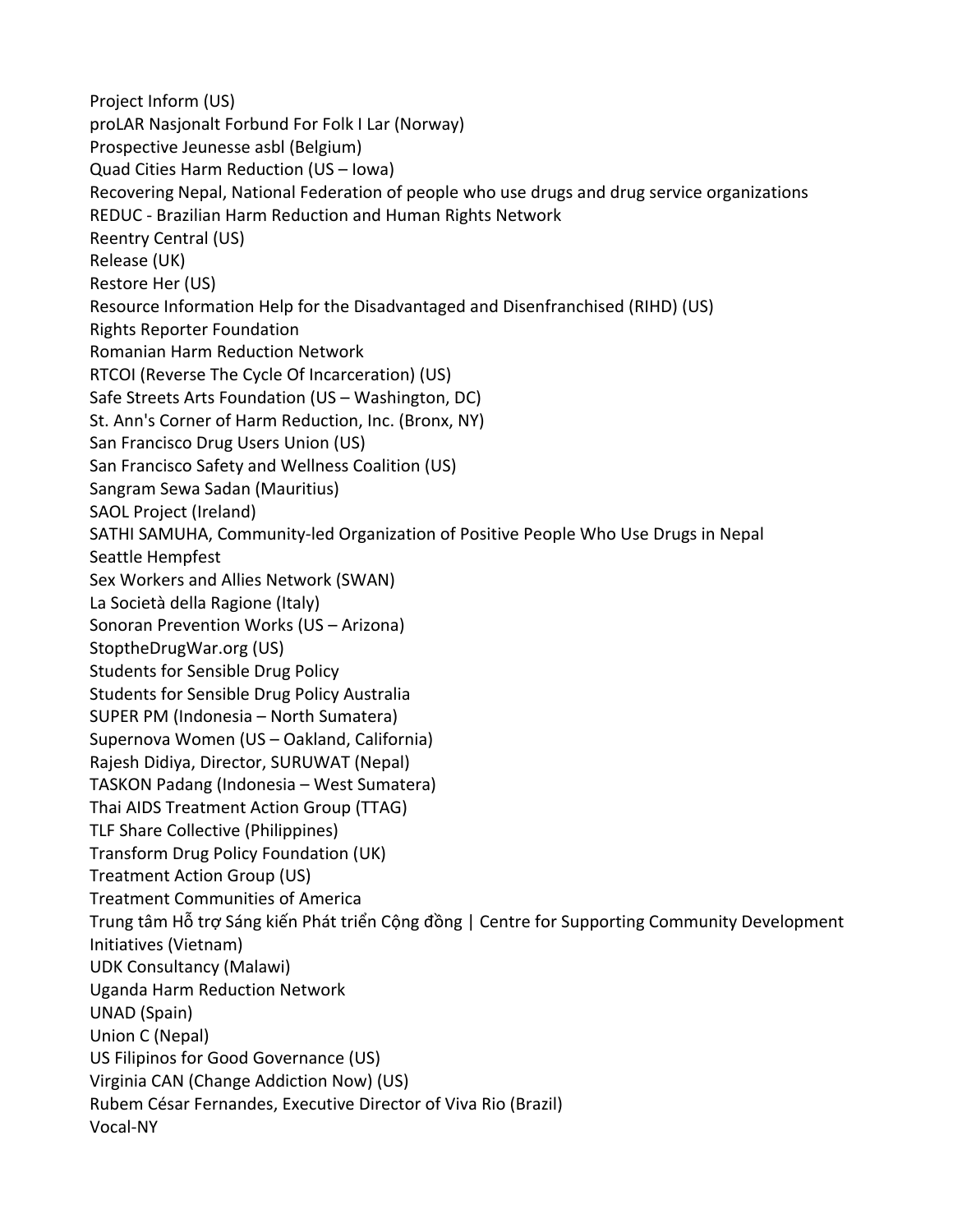Project Inform (US)
proLAR Nasjonalt Forbund For Folk I Lar (Norway)
Prospective Jeunesse asbl (Belgium)
Quad Cities Harm Reduction (US – Iowa)
Recovering Nepal, National Federation of people who use drugs and drug service organizations
REDUC - Brazilian Harm Reduction and Human Rights Network
Reentry Central (US)
Release (UK)
Restore Her (US)
Resource Information Help for the Disadvantaged and Disenfranchised (RIHD) (US)
Rights Reporter Foundation
Romanian Harm Reduction Network
RTCOI (Reverse The Cycle Of Incarceration) (US)
Safe Streets Arts Foundation (US – Washington, DC)
St. Ann's Corner of Harm Reduction, Inc. (Bronx, NY)
San Francisco Drug Users Union (US)
San Francisco Safety and Wellness Coalition (US)
Sangram Sewa Sadan (Mauritius)
SAOL Project (Ireland)
SATHI SAMUHA, Community-led Organization of Positive People Who Use Drugs in Nepal
Seattle Hempfest
Sex Workers and Allies Network (SWAN)
La Società della Ragione (Italy)
Sonoran Prevention Works (US – Arizona)
StoptheDrugWar.org (US)
Students for Sensible Drug Policy
Students for Sensible Drug Policy Australia
SUPER PM (Indonesia – North Sumatera)
Supernova Women (US – Oakland, California)
Rajesh Didiya, Director, SURUWAT (Nepal)
TASKON Padang (Indonesia – West Sumatera)
Thai AIDS Treatment Action Group (TTAG)
TLF Share Collective (Philippines)
Transform Drug Policy Foundation (UK)
Treatment Action Group (US)
Treatment Communities of America
Trung tâm Hỗ trợ Sáng kiến Phát triển Cộng đồng | Centre for Supporting Community Development Initiatives (Vietnam)
UDK Consultancy (Malawi)
Uganda Harm Reduction Network
UNAD (Spain)
Union C (Nepal)
US Filipinos for Good Governance (US)
Virginia CAN (Change Addiction Now) (US)
Rubem César Fernandes, Executive Director of Viva Rio (Brazil)
Vocal-NY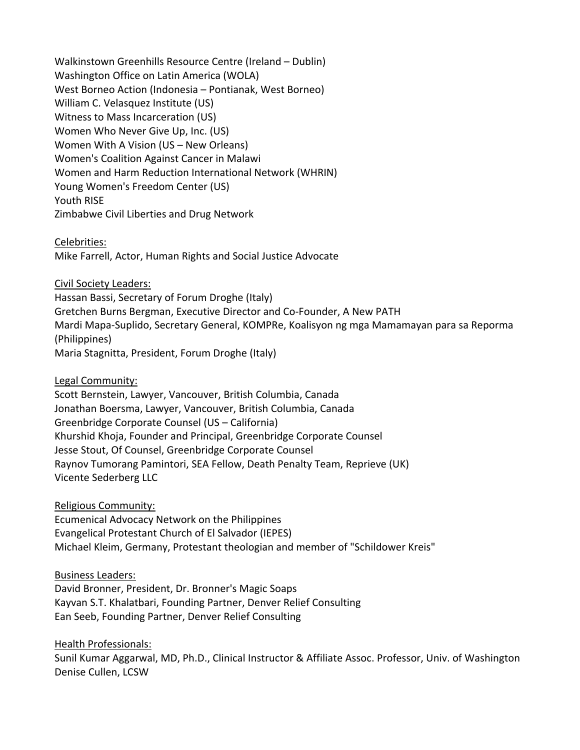Walkinstown Greenhills Resource Centre (Ireland – Dublin)
Washington Office on Latin America (WOLA)
West Borneo Action (Indonesia – Pontianak, West Borneo)
William C. Velasquez Institute (US)
Witness to Mass Incarceration (US)
Women Who Never Give Up, Inc. (US)
Women With A Vision (US – New Orleans)
Women's Coalition Against Cancer in Malawi
Women and Harm Reduction International Network (WHRIN)
Young Women's Freedom Center (US)
Youth RISE
Zimbabwe Civil Liberties and Drug Network

<u>Celebrities:</u>
Mike Farrell, Actor, Human Rights and Social Justice Advocate

<u>Civil Society Leaders:</u>
Hassan Bassi, Secretary of Forum Droghe (Italy)
Gretchen Burns Bergman, Executive Director and Co-Founder, A New PATH
Mardi Mapa-Suplido, Secretary General, KOMPRe, Koalisyon ng mga Mamamayan para sa Reporma (Philippines)
Maria Stagnitta, President, Forum Droghe (Italy)

<u>Legal Community:</u>
Scott Bernstein, Lawyer, Vancouver, British Columbia, Canada
Jonathan Boersma, Lawyer, Vancouver, British Columbia, Canada
Greenbridge Corporate Counsel (US – California)
Khurshid Khoja, Founder and Principal, Greenbridge Corporate Counsel
Jesse Stout, Of Counsel, Greenbridge Corporate Counsel
Raynov Tumorang Pamintori, SEA Fellow, Death Penalty Team, Reprieve (UK)
Vicente Sederberg LLC

<u>Religious Community:</u>
Ecumenical Advocacy Network on the Philippines
Evangelical Protestant Church of El Salvador (IEPES)
Michael Kleim, Germany, Protestant theologian and member of "Schildower Kreis"

<u>Business Leaders:</u>
David Bronner, President, Dr. Bronner's Magic Soaps
Kayvan S.T. Khalatbari, Founding Partner, Denver Relief Consulting
Ean Seeb, Founding Partner, Denver Relief Consulting

<u>Health Professionals:</u>
Sunil Kumar Aggarwal, MD, Ph.D., Clinical Instructor & Affiliate Assoc. Professor, Univ. of Washington
Denise Cullen, LCSW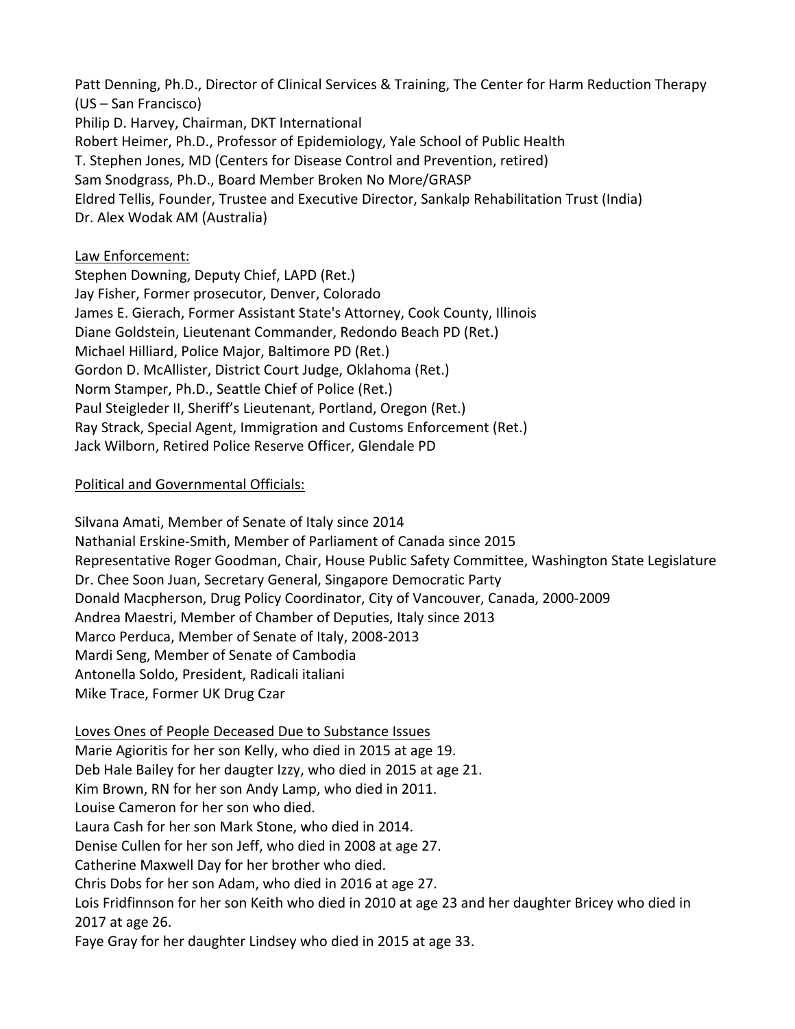Patt Denning, Ph.D., Director of Clinical Services & Training, The Center for Harm Reduction Therapy (US – San Francisco)
Philip D. Harvey, Chairman, DKT International
Robert Heimer, Ph.D., Professor of Epidemiology, Yale School of Public Health
T. Stephen Jones, MD (Centers for Disease Control and Prevention, retired)
Sam Snodgrass, Ph.D., Board Member Broken No More/GRASP
Eldred Tellis, Founder, Trustee and Executive Director, Sankalp Rehabilitation Trust (India)
Dr. Alex Wodak AM (Australia)

<u>Law Enforcement:</u>
Stephen Downing, Deputy Chief, LAPD (Ret.)
Jay Fisher, Former prosecutor, Denver, Colorado
James E. Gierach, Former Assistant State's Attorney, Cook County, Illinois
Diane Goldstein, Lieutenant Commander, Redondo Beach PD (Ret.)
Michael Hilliard, Police Major, Baltimore PD (Ret.)
Gordon D. McAllister, District Court Judge, Oklahoma (Ret.)
Norm Stamper, Ph.D., Seattle Chief of Police (Ret.)
Paul Steigleder II, Sheriff's Lieutenant, Portland, Oregon (Ret.)
Ray Strack, Special Agent, Immigration and Customs Enforcement (Ret.)
Jack Wilborn, Retired Police Reserve Officer, Glendale PD

<u>Political and Governmental Officials:</u>

Silvana Amati, Member of Senate of Italy since 2014
Nathanial Erskine-Smith, Member of Parliament of Canada since 2015
Representative Roger Goodman, Chair, House Public Safety Committee, Washington State Legislature
Dr. Chee Soon Juan, Secretary General, Singapore Democratic Party
Donald Macpherson, Drug Policy Coordinator, City of Vancouver, Canada, 2000-2009
Andrea Maestri, Member of Chamber of Deputies, Italy since 2013
Marco Perduca, Member of Senate of Italy, 2008-2013
Mardi Seng, Member of Senate of Cambodia
Antonella Soldo, President, Radicali italiani
Mike Trace, Former UK Drug Czar

<u>Loves Ones of People Deceased Due to Substance Issues</u>
Marie Agioritis for her son Kelly, who died in 2015 at age 19.
Deb Hale Bailey for her daugter Izzy, who died in 2015 at age 21.
Kim Brown, RN for her son Andy Lamp, who died in 2011.
Louise Cameron for her son who died.
Laura Cash for her son Mark Stone, who died in 2014.
Denise Cullen for her son Jeff, who died in 2008 at age 27.
Catherine Maxwell Day for her brother who died.
Chris Dobs for her son Adam, who died in 2016 at age 27.
Lois Fridfinnson for her son Keith who died in 2010 at age 23 and her daughter Bricey who died in 2017 at age 26.
Faye Gray for her daughter Lindsey who died in 2015 at age 33.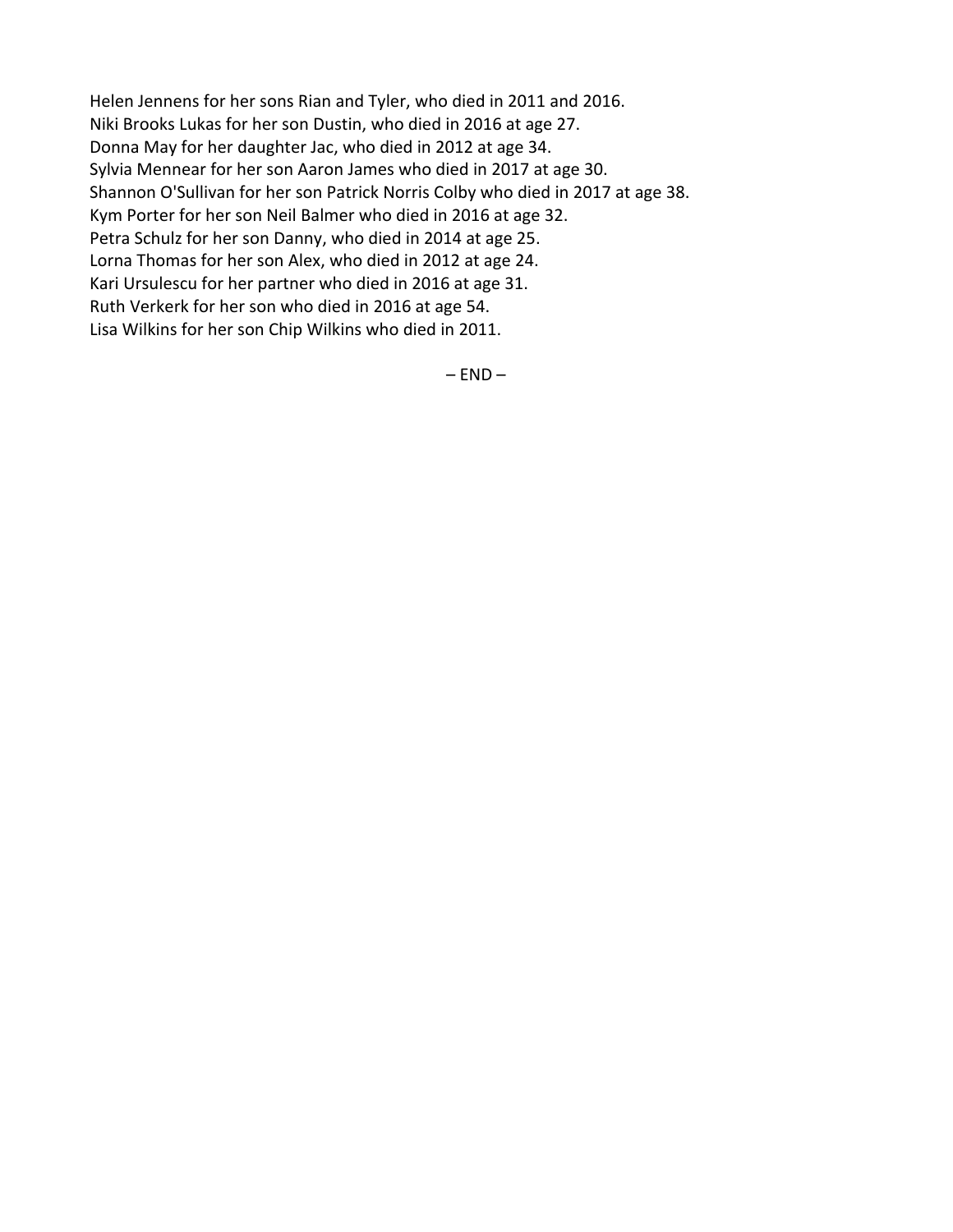Helen Jennens for her sons Rian and Tyler, who died in 2011 and 2016.
Niki Brooks Lukas for her son Dustin, who died in 2016 at age 27.
Donna May for her daughter Jac, who died in 2012 at age 34.
Sylvia Mennear for her son Aaron James who died in 2017 at age 30.
Shannon O'Sullivan for her son Patrick Norris Colby who died in 2017 at age 38.
Kym Porter for her son Neil Balmer who died in 2016 at age 32.
Petra Schulz for her son Danny, who died in 2014 at age 25.
Lorna Thomas for her son Alex, who died in 2012 at age 24.
Kari Ursulescu for her partner who died in 2016 at age 31.
Ruth Verkerk for her son who died in 2016 at age 54.
Lisa Wilkins for her son Chip Wilkins who died in 2011.

– END –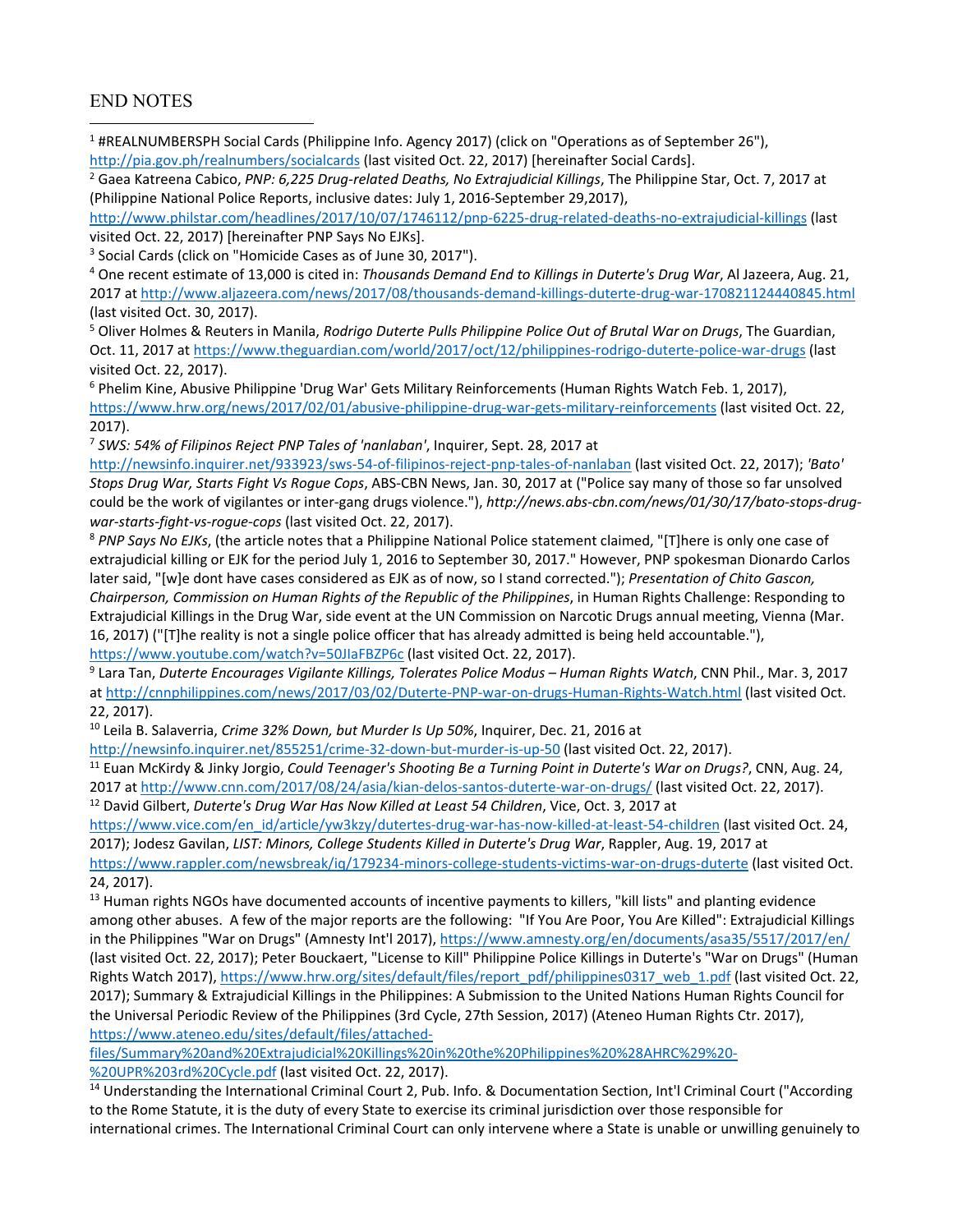## END NOTES

[1] #REALNUMBERSPH Social Cards (Philippine Info. Agency 2017) (click on "Operations as of September 26"), http://pia.gov.ph/realnumbers/socialcards (last visited Oct. 22, 2017) [hereinafter Social Cards].

[2] Gaea Katreena Cabico, *PNP: 6,225 Drug-related Deaths, No Extrajudicial Killings*, The Philippine Star, Oct. 7, 2017 at (Philippine National Police Reports, inclusive dates: July 1, 2016-September 29,2017), http://www.philstar.com/headlines/2017/10/07/1746112/pnp-6225-drug-related-deaths-no-extrajudicial-killings (last visited Oct. 22, 2017) [hereinafter PNP Says No EJKs].

[3] Social Cards (click on "Homicide Cases as of June 30, 2017").

[4] One recent estimate of 13,000 is cited in: *Thousands Demand End to Killings in Duterte's Drug War*, Al Jazeera, Aug. 21, 2017 at http://www.aljazeera.com/news/2017/08/thousands-demand-killings-duterte-drug-war-170821124440845.html (last visited Oct. 30, 2017).

[5] Oliver Holmes & Reuters in Manila, *Rodrigo Duterte Pulls Philippine Police Out of Brutal War on Drugs*, The Guardian, Oct. 11, 2017 at https://www.theguardian.com/world/2017/oct/12/philippines-rodrigo-duterte-police-war-drugs (last visited Oct. 22, 2017).

[6] Phelim Kine, Abusive Philippine 'Drug War' Gets Military Reinforcements (Human Rights Watch Feb. 1, 2017), https://www.hrw.org/news/2017/02/01/abusive-philippine-drug-war-gets-military-reinforcements (last visited Oct. 22, 2017).

[7] *SWS: 54% of Filipinos Reject PNP Tales of 'nanlaban'*, Inquirer, Sept. 28, 2017 at http://newsinfo.inquirer.net/933923/sws-54-of-filipinos-reject-pnp-tales-of-nanlaban (last visited Oct. 22, 2017); *'Bato' Stops Drug War, Starts Fight Vs Rogue Cops*, ABS-CBN News, Jan. 30, 2017 at ("Police say many of those so far unsolved could be the work of vigilantes or inter-gang drugs violence."), *http://news.abs-cbn.com/news/01/30/17/bato-stops-drug-war-starts-fight-vs-rogue-cops* (last visited Oct. 22, 2017).

[8] *PNP Says No EJKs*, (the article notes that a Philippine National Police statement claimed, "[T]here is only one case of extrajudicial killing or EJK for the period July 1, 2016 to September 30, 2017." However, PNP spokesman Dionardo Carlos later said, "[w]e dont have cases considered as EJK as of now, so I stand corrected."); *Presentation of Chito Gascon, Chairperson, Commission on Human Rights of the Republic of the Philippines*, in Human Rights Challenge: Responding to Extrajudicial Killings in the Drug War, side event at the UN Commission on Narcotic Drugs annual meeting, Vienna (Mar. 16, 2017) ("[T]he reality is not a single police officer that has already admitted is being held accountable."), https://www.youtube.com/watch?v=50JIaFBZP6c (last visited Oct. 22, 2017).

[9] Lara Tan, *Duterte Encourages Vigilante Killings, Tolerates Police Modus – Human Rights Watch*, CNN Phil., Mar. 3, 2017 at http://cnnphilippines.com/news/2017/03/02/Duterte-PNP-war-on-drugs-Human-Rights-Watch.html (last visited Oct. 22, 2017).

[10] Leila B. Salaverria, *Crime 32% Down, but Murder Is Up 50%*, Inquirer, Dec. 21, 2016 at http://newsinfo.inquirer.net/855251/crime-32-down-but-murder-is-up-50 (last visited Oct. 22, 2017).

[11] Euan McKirdy & Jinky Jorgio, *Could Teenager's Shooting Be a Turning Point in Duterte's War on Drugs?*, CNN, Aug. 24, 2017 at http://www.cnn.com/2017/08/24/asia/kian-delos-santos-duterte-war-on-drugs/ (last visited Oct. 22, 2017).

[12] David Gilbert, *Duterte's Drug War Has Now Killed at Least 54 Children*, Vice, Oct. 3, 2017 at https://www.vice.com/en_id/article/yw3kzy/dutertes-drug-war-has-now-killed-at-least-54-children (last visited Oct. 24, 2017); Jodesz Gavilan, *LIST: Minors, College Students Killed in Duterte's Drug War*, Rappler, Aug. 19, 2017 at https://www.rappler.com/newsbreak/iq/179234-minors-college-students-victims-war-on-drugs-duterte (last visited Oct. 24, 2017).

[13] Human rights NGOs have documented accounts of incentive payments to killers, "kill lists" and planting evidence among other abuses. A few of the major reports are the following: "If You Are Poor, You Are Killed": Extrajudicial Killings in the Philippines "War on Drugs" (Amnesty Int'l 2017), https://www.amnesty.org/en/documents/asa35/5517/2017/en/ (last visited Oct. 22, 2017); Peter Bouckaert, "License to Kill" Philippine Police Killings in Duterte's "War on Drugs" (Human Rights Watch 2017), https://www.hrw.org/sites/default/files/report_pdf/philippines0317_web_1.pdf (last visited Oct. 22, 2017); Summary & Extrajudicial Killings in the Philippines: A Submission to the United Nations Human Rights Council for the Universal Periodic Review of the Philippines (3rd Cycle, 27th Session, 2017) (Ateneo Human Rights Ctr. 2017), https://www.ateneo.edu/sites/default/files/attached-files/Summary%20and%20Extrajudicial%20Killings%20in%20the%20Philippines%20%28AHRC%29%20-%20UPR%203rd%20Cycle.pdf (last visited Oct. 22, 2017).

[14] Understanding the International Criminal Court 2, Pub. Info. & Documentation Section, Int'l Criminal Court ("According to the Rome Statute, it is the duty of every State to exercise its criminal jurisdiction over those responsible for international crimes. The International Criminal Court can only intervene where a State is unable or unwilling genuinely to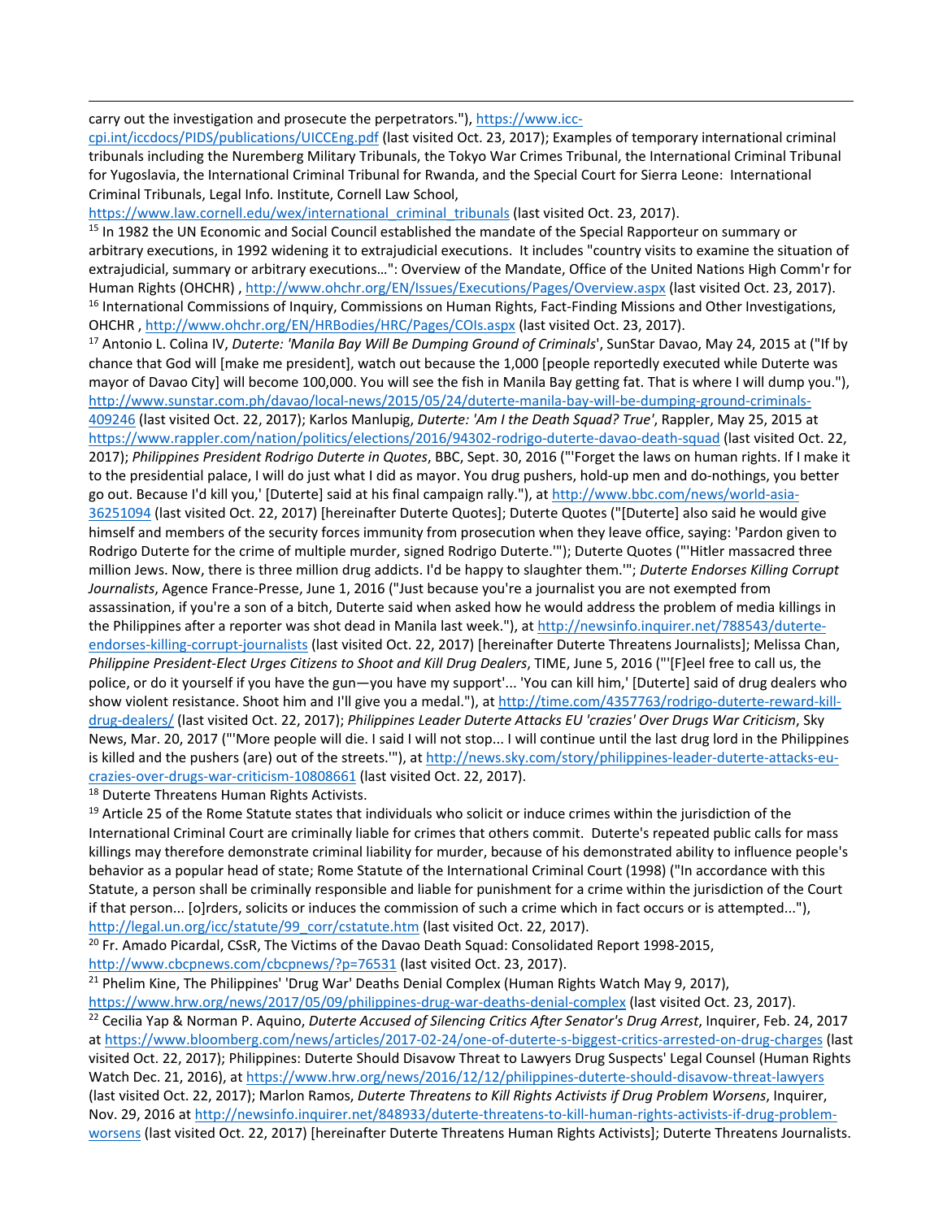carry out the investigation and prosecute the perpetrators."), https://www.icc-cpi.int/iccdocs/PIDS/publications/UICCEng.pdf (last visited Oct. 23, 2017); Examples of temporary international criminal tribunals including the Nuremberg Military Tribunals, the Tokyo War Crimes Tribunal, the International Criminal Tribunal for Yugoslavia, the International Criminal Tribunal for Rwanda, and the Special Court for Sierra Leone: International Criminal Tribunals, Legal Info. Institute, Cornell Law School, https://www.law.cornell.edu/wex/international_criminal_tribunals (last visited Oct. 23, 2017).

[15] In 1982 the UN Economic and Social Council established the mandate of the Special Rapporteur on summary or arbitrary executions, in 1992 widening it to extrajudicial executions. It includes "country visits to examine the situation of extrajudicial, summary or arbitrary executions…": Overview of the Mandate, Office of the United Nations High Comm'r for Human Rights (OHCHR) , http://www.ohchr.org/EN/Issues/Executions/Pages/Overview.aspx (last visited Oct. 23, 2017).

[16] International Commissions of Inquiry, Commissions on Human Rights, Fact-Finding Missions and Other Investigations, OHCHR , http://www.ohchr.org/EN/HRBodies/HRC/Pages/COIs.aspx (last visited Oct. 23, 2017).

[17] Antonio L. Colina IV, *Duterte: 'Manila Bay Will Be Dumping Ground of Criminals*', SunStar Davao, May 24, 2015 at ("If by chance that God will [make me president], watch out because the 1,000 [people reportedly executed while Duterte was mayor of Davao City] will become 100,000. You will see the fish in Manila Bay getting fat. That is where I will dump you."), http://www.sunstar.com.ph/davao/local-news/2015/05/24/duterte-manila-bay-will-be-dumping-ground-criminals-409246 (last visited Oct. 22, 2017); Karlos Manlupig, *Duterte: 'Am I the Death Squad? True'*, Rappler, May 25, 2015 at https://www.rappler.com/nation/politics/elections/2016/94302-rodrigo-duterte-davao-death-squad (last visited Oct. 22, 2017); *Philippines President Rodrigo Duterte in Quotes*, BBC, Sept. 30, 2016 ("'Forget the laws on human rights. If I make it to the presidential palace, I will do just what I did as mayor. You drug pushers, hold-up men and do-nothings, you better go out. Because I'd kill you,' [Duterte] said at his final campaign rally."), at http://www.bbc.com/news/world-asia-36251094 (last visited Oct. 22, 2017) [hereinafter Duterte Quotes]; Duterte Quotes ("[Duterte] also said he would give himself and members of the security forces immunity from prosecution when they leave office, saying: 'Pardon given to Rodrigo Duterte for the crime of multiple murder, signed Rodrigo Duterte.'"); Duterte Quotes ("'Hitler massacred three million Jews. Now, there is three million drug addicts. I'd be happy to slaughter them.'"; *Duterte Endorses Killing Corrupt Journalists*, Agence France-Presse, June 1, 2016 ("Just because you're a journalist you are not exempted from assassination, if you're a son of a bitch, Duterte said when asked how he would address the problem of media killings in the Philippines after a reporter was shot dead in Manila last week."), at http://newsinfo.inquirer.net/788543/duterte-endorses-killing-corrupt-journalists (last visited Oct. 22, 2017) [hereinafter Duterte Threatens Journalists]; Melissa Chan, *Philippine President-Elect Urges Citizens to Shoot and Kill Drug Dealers*, TIME, June 5, 2016 ("'[F]eel free to call us, the police, or do it yourself if you have the gun—you have my support'... 'You can kill him,' [Duterte] said of drug dealers who show violent resistance. Shoot him and I'll give you a medal."), at http://time.com/4357763/rodrigo-duterte-reward-kill-drug-dealers/ (last visited Oct. 22, 2017); *Philippines Leader Duterte Attacks EU 'crazies' Over Drugs War Criticism*, Sky News, Mar. 20, 2017 ("'More people will die. I said I will not stop... I will continue until the last drug lord in the Philippines is killed and the pushers (are) out of the streets.'"), at http://news.sky.com/story/philippines-leader-duterte-attacks-eu-crazies-over-drugs-war-criticism-10808661 (last visited Oct. 22, 2017).

[18] Duterte Threatens Human Rights Activists.

[19] Article 25 of the Rome Statute states that individuals who solicit or induce crimes within the jurisdiction of the International Criminal Court are criminally liable for crimes that others commit. Duterte's repeated public calls for mass killings may therefore demonstrate criminal liability for murder, because of his demonstrated ability to influence people's behavior as a popular head of state; Rome Statute of the International Criminal Court (1998) ("In accordance with this Statute, a person shall be criminally responsible and liable for punishment for a crime within the jurisdiction of the Court if that person... [o]rders, solicits or induces the commission of such a crime which in fact occurs or is attempted..."), http://legal.un.org/icc/statute/99_corr/cstatute.htm (last visited Oct. 22, 2017).

[20] Fr. Amado Picardal, CSsR, The Victims of the Davao Death Squad: Consolidated Report 1998-2015, http://www.cbcpnews.com/cbcpnews/?p=76531 (last visited Oct. 23, 2017).

[21] Phelim Kine, The Philippines' 'Drug War' Deaths Denial Complex (Human Rights Watch May 9, 2017), https://www.hrw.org/news/2017/05/09/philippines-drug-war-deaths-denial-complex (last visited Oct. 23, 2017).

[22] Cecilia Yap & Norman P. Aquino, *Duterte Accused of Silencing Critics After Senator's Drug Arrest*, Inquirer, Feb. 24, 2017 at https://www.bloomberg.com/news/articles/2017-02-24/one-of-duterte-s-biggest-critics-arrested-on-drug-charges (last visited Oct. 22, 2017); Philippines: Duterte Should Disavow Threat to Lawyers Drug Suspects' Legal Counsel (Human Rights Watch Dec. 21, 2016), at https://www.hrw.org/news/2016/12/12/philippines-duterte-should-disavow-threat-lawyers (last visited Oct. 22, 2017); Marlon Ramos, *Duterte Threatens to Kill Rights Activists if Drug Problem Worsens*, Inquirer, Nov. 29, 2016 at http://newsinfo.inquirer.net/848933/duterte-threatens-to-kill-human-rights-activists-if-drug-problem-worsens (last visited Oct. 22, 2017) [hereinafter Duterte Threatens Human Rights Activists]; Duterte Threatens Journalists.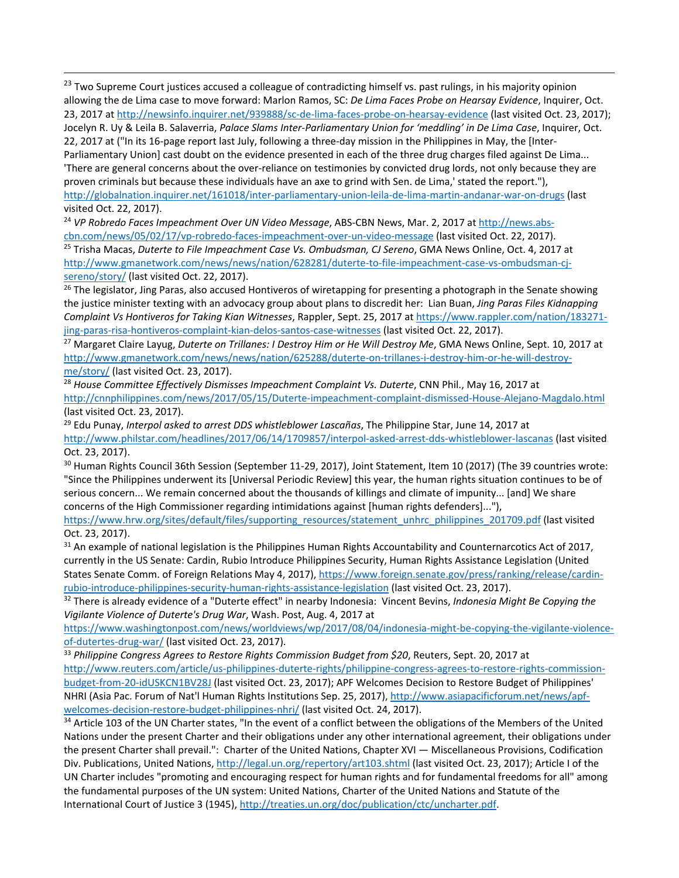[23] Two Supreme Court justices accused a colleague of contradicting himself vs. past rulings, in his majority opinion allowing the de Lima case to move forward: Marlon Ramos, SC: *De Lima Faces Probe on Hearsay Evidence*, Inquirer, Oct. 23, 2017 at http://newsinfo.inquirer.net/939888/sc-de-lima-faces-probe-on-hearsay-evidence (last visited Oct. 23, 2017); Jocelyn R. Uy & Leila B. Salaverria, *Palace Slams Inter-Parliamentary Union for 'meddling' in De Lima Case*, Inquirer, Oct. 22, 2017 at ("In its 16-page report last July, following a three-day mission in the Philippines in May, the [Inter-Parliamentary Union] cast doubt on the evidence presented in each of the three drug charges filed against De Lima... 'There are general concerns about the over-reliance on testimonies by convicted drug lords, not only because they are proven criminals but because these individuals have an axe to grind with Sen. de Lima,' stated the report."), http://globalnation.inquirer.net/161018/inter-parliamentary-union-leila-de-lima-martin-andanar-war-on-drugs (last visited Oct. 22, 2017).

[24] *VP Robredo Faces Impeachment Over UN Video Message*, ABS-CBN News, Mar. 2, 2017 at http://news.abs-cbn.com/news/05/02/17/vp-robredo-faces-impeachment-over-un-video-message (last visited Oct. 22, 2017).

[25] Trisha Macas, *Duterte to File Impeachment Case Vs. Ombudsman, CJ Sereno*, GMA News Online, Oct. 4, 2017 at http://www.gmanetwork.com/news/news/nation/628281/duterte-to-file-impeachment-case-vs-ombudsman-cj-sereno/story/ (last visited Oct. 22, 2017).

[26] The legislator, Jing Paras, also accused Hontiveros of wiretapping for presenting a photograph in the Senate showing the justice minister texting with an advocacy group about plans to discredit her: Lian Buan, *Jing Paras Files Kidnapping Complaint Vs Hontiveros for Taking Kian Witnesses*, Rappler, Sept. 25, 2017 at https://www.rappler.com/nation/183271-jing-paras-risa-hontiveros-complaint-kian-delos-santos-case-witnesses (last visited Oct. 22, 2017).

[27] Margaret Claire Layug, *Duterte on Trillanes: I Destroy Him or He Will Destroy Me*, GMA News Online, Sept. 10, 2017 at http://www.gmanetwork.com/news/news/nation/625288/duterte-on-trillanes-i-destroy-him-or-he-will-destroy-me/story/ (last visited Oct. 23, 2017).

[28] *House Committee Effectively Dismisses Impeachment Complaint Vs. Duterte*, CNN Phil., May 16, 2017 at http://cnnphilippines.com/news/2017/05/15/Duterte-impeachment-complaint-dismissed-House-Alejano-Magdalo.html (last visited Oct. 23, 2017).

[29] Edu Punay, *Interpol asked to arrest DDS whistleblower Lascañas*, The Philippine Star, June 14, 2017 at http://www.philstar.com/headlines/2017/06/14/1709857/interpol-asked-arrest-dds-whistleblower-lascanas (last visited Oct. 23, 2017).

[30] Human Rights Council 36th Session (September 11-29, 2017), Joint Statement, Item 10 (2017) (The 39 countries wrote: "Since the Philippines underwent its [Universal Periodic Review] this year, the human rights situation continues to be of serious concern... We remain concerned about the thousands of killings and climate of impunity... [and] We share concerns of the High Commissioner regarding intimidations against [human rights defenders]..."), https://www.hrw.org/sites/default/files/supporting_resources/statement_unhrc_philippines_201709.pdf (last visited Oct. 23, 2017).

[31] An example of national legislation is the Philippines Human Rights Accountability and Counternarcotics Act of 2017, currently in the US Senate: Cardin, Rubio Introduce Philippines Security, Human Rights Assistance Legislation (United States Senate Comm. of Foreign Relations May 4, 2017), https://www.foreign.senate.gov/press/ranking/release/cardin-rubio-introduce-philippines-security-human-rights-assistance-legislation (last visited Oct. 23, 2017).

[32] There is already evidence of a "Duterte effect" in nearby Indonesia: Vincent Bevins, *Indonesia Might Be Copying the Vigilante Violence of Duterte's Drug War*, Wash. Post, Aug. 4, 2017 at https://www.washingtonpost.com/news/worldviews/wp/2017/08/04/indonesia-might-be-copying-the-vigilante-violence-of-dutertes-drug-war/ (last visited Oct. 23, 2017).

[33] *Philippine Congress Agrees to Restore Rights Commission Budget from $20*, Reuters, Sept. 20, 2017 at http://www.reuters.com/article/us-philippines-duterte-rights/philippine-congress-agrees-to-restore-rights-commission-budget-from-20-idUSKCN1BV28J (last visited Oct. 23, 2017); APF Welcomes Decision to Restore Budget of Philippines' NHRI (Asia Pac. Forum of Nat'l Human Rights Institutions Sep. 25, 2017), http://www.asiapacificforum.net/news/apf-welcomes-decision-restore-budget-philippines-nhri/ (last visited Oct. 24, 2017).

[34] Article 103 of the UN Charter states, "In the event of a conflict between the obligations of the Members of the United Nations under the present Charter and their obligations under any other international agreement, their obligations under the present Charter shall prevail.": Charter of the United Nations, Chapter XVI — Miscellaneous Provisions, Codification Div. Publications, United Nations, http://legal.un.org/repertory/art103.shtml (last visited Oct. 23, 2017); Article I of the UN Charter includes "promoting and encouraging respect for human rights and for fundamental freedoms for all" among the fundamental purposes of the UN system: United Nations, Charter of the United Nations and Statute of the International Court of Justice 3 (1945), http://treaties.un.org/doc/publication/ctc/uncharter.pdf.